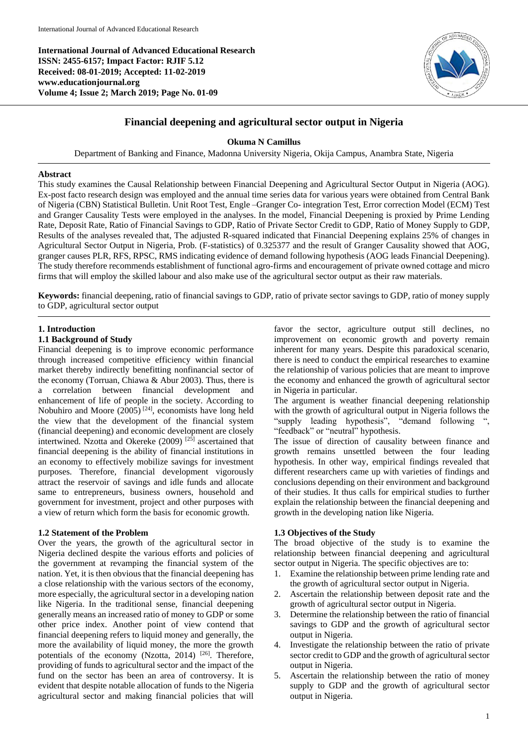International Journal of Advanced Educational Research
**ISSN: 2455-6157; Impact Factor: RJIF 5.12**
**Received: 08-01-2019; Accepted: 11-02-2019**
**www.educationjournal.org**
**Volume 4; Issue 2; March 2019; Page No. 01-09**

# Financial deepening and agricultural sector output in Nigeria

**Okuma N Camillus**

Department of Banking and Finance, Madonna University Nigeria, Okija Campus, Anambra State, Nigeria

## Abstract

This study examines the Causal Relationship between Financial Deepening and Agricultural Sector Output in Nigeria (AOG). Ex-post facto research design was employed and the annual time series data for various years were obtained from Central Bank of Nigeria (CBN) Statistical Bulletin. Unit Root Test, Engle –Granger Co- integration Test, Error correction Model (ECM) Test and Granger Causality Tests were employed in the analyses. In the model, Financial Deepening is proxied by Prime Lending Rate, Deposit Rate, Ratio of Financial Savings to GDP, Ratio of Private Sector Credit to GDP, Ratio of Money Supply to GDP, Results of the analyses revealed that, The adjusted R-squared indicated that Financial Deepening explains 25% of changes in Agricultural Sector Output in Nigeria, Prob. (F-statistics) of 0.325377 and the result of Granger Causality showed that AOG, granger causes PLR, RFS, RPSC, RMS indicating evidence of demand following hypothesis (AOG leads Financial Deepening). The study therefore recommends establishment of functional agro-firms and encouragement of private owned cottage and micro firms that will employ the skilled labour and also make use of the agricultural sector output as their raw materials.

**Keywords:** financial deepening, ratio of financial savings to GDP, ratio of private sector savings to GDP, ratio of money supply to GDP, agricultural sector output

## 1. Introduction

### 1.1 Background of Study

Financial deepening is to improve economic performance through increased competitive efficiency within financial market thereby indirectly benefitting nonfinancial sector of the economy (Torruan, Chiawa & Abur 2003). Thus, there is a correlation between financial development and enhancement of life of people in the society. According to Nobuhiro and Moore (2005) [24], economists have long held the view that the development of the financial system (financial deepening) and economic development are closely intertwined. Nzotta and Okereke (2009) [25] ascertained that financial deepening is the ability of financial institutions in an economy to effectively mobilize savings for investment purposes. Therefore, financial development vigorously attract the reservoir of savings and idle funds and allocate same to entrepreneurs, business owners, household and government for investment, project and other purposes with a view of return which form the basis for economic growth.

### 1.2 Statement of the Problem

Over the years, the growth of the agricultural sector in Nigeria declined despite the various efforts and policies of the government at revamping the financial system of the nation. Yet, it is then obvious that the financial deepening has a close relationship with the various sectors of the economy, more especially, the agricultural sector in a developing nation like Nigeria. In the traditional sense, financial deepening generally means an increased ratio of money to GDP or some other price index. Another point of view contend that financial deepening refers to liquid money and generally, the more the availability of liquid money, the more the growth potentials of the economy (Nzotta, 2014) [26]. Therefore, providing of funds to agricultural sector and the impact of the fund on the sector has been an area of controversy. It is evident that despite notable allocation of funds to the Nigeria agricultural sector and making financial policies that will favor the sector, agriculture output still declines, no improvement on economic growth and poverty remain inherent for many years. Despite this paradoxical scenario, there is need to conduct the empirical researches to examine the relationship of various policies that are meant to improve the economy and enhanced the growth of agricultural sector in Nigeria in particular.

The argument is weather financial deepening relationship with the growth of agricultural output in Nigeria follows the "supply leading hypothesis", "demand following ", "feedback" or "neutral" hypothesis.

The issue of direction of causality between finance and growth remains unsettled between the four leading hypothesis. In other way, empirical findings revealed that different researchers came up with varieties of findings and conclusions depending on their environment and background of their studies. It thus calls for empirical studies to further explain the relationship between the financial deepening and growth in the developing nation like Nigeria.

### 1.3 Objectives of the Study

The broad objective of the study is to examine the relationship between financial deepening and agricultural sector output in Nigeria. The specific objectives are to:

1. Examine the relationship between prime lending rate and the growth of agricultural sector output in Nigeria.
2. Ascertain the relationship between deposit rate and the growth of agricultural sector output in Nigeria.
3. Determine the relationship between the ratio of financial savings to GDP and the growth of agricultural sector output in Nigeria.
4. Investigate the relationship between the ratio of private sector credit to GDP and the growth of agricultural sector output in Nigeria.
5. Ascertain the relationship between the ratio of money supply to GDP and the growth of agricultural sector output in Nigeria.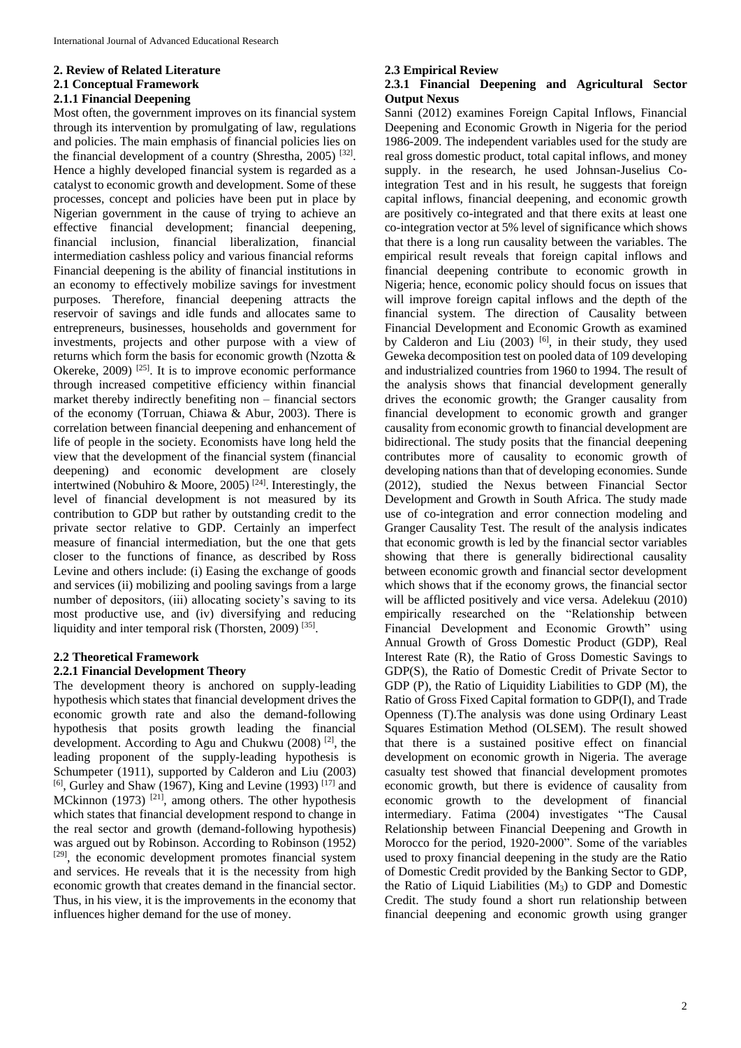## 2. Review of Related Literature

### 2.1 Conceptual Framework

#### 2.1.1 Financial Deepening

Most often, the government improves on its financial system through its intervention by promulgating of law, regulations and policies. The main emphasis of financial policies lies on the financial development of a country (Shrestha, 2005) [32]. Hence a highly developed financial system is regarded as a catalyst to economic growth and development. Some of these processes, concept and policies have been put in place by Nigerian government in the cause of trying to achieve an effective financial development; financial deepening, financial inclusion, financial liberalization, financial intermediation cashless policy and various financial reforms

Financial deepening is the ability of financial institutions in an economy to effectively mobilize savings for investment purposes. Therefore, financial deepening attracts the reservoir of savings and idle funds and allocates same to entrepreneurs, businesses, households and government for investments, projects and other purpose with a view of returns which form the basis for economic growth (Nzotta & Okereke, 2009) [25]. It is to improve economic performance through increased competitive efficiency within financial market thereby indirectly benefiting non – financial sectors of the economy (Torruan, Chiawa & Abur, 2003). There is correlation between financial deepening and enhancement of life of people in the society. Economists have long held the view that the development of the financial system (financial deepening) and economic development are closely intertwined (Nobuhiro & Moore, 2005) [24]. Interestingly, the level of financial development is not measured by its contribution to GDP but rather by outstanding credit to the private sector relative to GDP. Certainly an imperfect measure of financial intermediation, but the one that gets closer to the functions of finance, as described by Ross Levine and others include: (i) Easing the exchange of goods and services (ii) mobilizing and pooling savings from a large number of depositors, (iii) allocating society's saving to its most productive use, and (iv) diversifying and reducing liquidity and inter temporal risk (Thorsten, 2009) [35].

### 2.2 Theoretical Framework

#### 2.2.1 Financial Development Theory

The development theory is anchored on supply-leading hypothesis which states that financial development drives the economic growth rate and also the demand-following hypothesis that posits growth leading the financial development. According to Agu and Chukwu (2008) [2], the leading proponent of the supply-leading hypothesis is Schumpeter (1911), supported by Calderon and Liu (2003) [6], Gurley and Shaw (1967), King and Levine (1993) [17] and MCkinnon (1973) [21], among others. The other hypothesis which states that financial development respond to change in the real sector and growth (demand-following hypothesis) was argued out by Robinson. According to Robinson (1952) [29], the economic development promotes financial system and services. He reveals that it is the necessity from high economic growth that creates demand in the financial sector. Thus, in his view, it is the improvements in the economy that influences higher demand for the use of money.

### 2.3 Empirical Review

#### 2.3.1 Financial Deepening and Agricultural Sector Output Nexus

Sanni (2012) examines Foreign Capital Inflows, Financial Deepening and Economic Growth in Nigeria for the period 1986-2009. The independent variables used for the study are real gross domestic product, total capital inflows, and money supply. in the research, he used Johnsan-Juselius Co-integration Test and in his result, he suggests that foreign capital inflows, financial deepening, and economic growth are positively co-integrated and that there exits at least one co-integration vector at 5% level of significance which shows that there is a long run causality between the variables. The empirical result reveals that foreign capital inflows and financial deepening contribute to economic growth in Nigeria; hence, economic policy should focus on issues that will improve foreign capital inflows and the depth of the financial system. The direction of Causality between Financial Development and Economic Growth as examined by Calderon and Liu (2003) [6], in their study, they used Geweka decomposition test on pooled data of 109 developing and industrialized countries from 1960 to 1994. The result of the analysis shows that financial development generally drives the economic growth; the Granger causality from financial development to economic growth and granger causality from economic growth to financial development are bidirectional. The study posits that the financial deepening contributes more of causality to economic growth of developing nations than that of developing economies. Sunde (2012), studied the Nexus between Financial Sector Development and Growth in South Africa. The study made use of co-integration and error connection modeling and Granger Causality Test. The result of the analysis indicates that economic growth is led by the financial sector variables showing that there is generally bidirectional causality between economic growth and financial sector development which shows that if the economy grows, the financial sector will be afflicted positively and vice versa. Adelekuu (2010) empirically researched on the "Relationship between Financial Development and Economic Growth" using Annual Growth of Gross Domestic Product (GDP), Real Interest Rate (R), the Ratio of Gross Domestic Savings to GDP(S), the Ratio of Domestic Credit of Private Sector to GDP (P), the Ratio of Liquidity Liabilities to GDP (M), the Ratio of Gross Fixed Capital formation to GDP(I), and Trade Openness (T).The analysis was done using Ordinary Least Squares Estimation Method (OLSEM). The result showed that there is a sustained positive effect on financial development on economic growth in Nigeria. The average casualty test showed that financial development promotes economic growth, but there is evidence of causality from economic growth to the development of financial intermediary. Fatima (2004) investigates "The Causal Relationship between Financial Deepening and Growth in Morocco for the period, 1920-2000". Some of the variables used to proxy financial deepening in the study are the Ratio of Domestic Credit provided by the Banking Sector to GDP, the Ratio of Liquid Liabilities ($M_3$) to GDP and Domestic Credit. The study found a short run relationship between financial deepening and economic growth using granger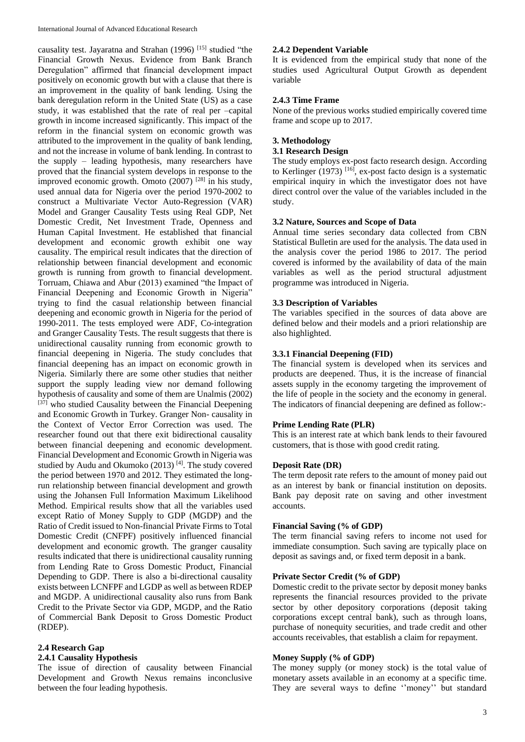causality test. Jayaratna and Strahan (1996) [15] studied "the Financial Growth Nexus. Evidence from Bank Branch Deregulation" affirmed that financial development impact positively on economic growth but with a clause that there is an improvement in the quality of bank lending. Using the bank deregulation reform in the United State (US) as a case study, it was established that the rate of real per –capital growth in income increased significantly. This impact of the reform in the financial system on economic growth was attributed to the improvement in the quality of bank lending, and not the increase in volume of bank lending. In contrast to the supply – leading hypothesis, many researchers have proved that the financial system develops in response to the improved economic growth. Omoto (2007) [28] in his study, used annual data for Nigeria over the period 1970-2002 to construct a Multivariate Vector Auto-Regression (VAR) Model and Granger Causality Tests using Real GDP, Net Domestic Credit, Net Investment Trade, Openness and Human Capital Investment. He established that financial development and economic growth exhibit one way causality. The empirical result indicates that the direction of relationship between financial development and economic growth is running from growth to financial development. Torruam, Chiawa and Abur (2013) examined "the Impact of Financial Deepening and Economic Growth in Nigeria" trying to find the casual relationship between financial deepening and economic growth in Nigeria for the period of 1990-2011. The tests employed were ADF, Co-integration and Granger Causality Tests. The result suggests that there is unidirectional causality running from economic growth to financial deepening in Nigeria. The study concludes that financial deepening has an impact on economic growth in Nigeria. Similarly there are some other studies that neither support the supply leading view nor demand following hypothesis of causality and some of them are Unalmis (2002) [37] who studied Causality between the Financial Deepening and Economic Growth in Turkey. Granger Non- causality in the Context of Vector Error Correction was used. The researcher found out that there exit bidirectional causality between financial deepening and economic development. Financial Development and Economic Growth in Nigeria was studied by Audu and Okumoko (2013) [4]. The study covered the period between 1970 and 2012. They estimated the long-run relationship between financial development and growth using the Johansen Full Information Maximum Likelihood Method. Empirical results show that all the variables used except Ratio of Money Supply to GDP (MGDP) and the Ratio of Credit issued to Non-financial Private Firms to Total Domestic Credit (CNFPF) positively influenced financial development and economic growth. The granger causality results indicated that there is unidirectional causality running from Lending Rate to Gross Domestic Product, Financial Depending to GDP. There is also a bi-directional causality exists between LCNFPF and LGDP as well as between RDEP and MGDP. A unidirectional causality also runs from Bank Credit to the Private Sector via GDP, MGDP, and the Ratio of Commercial Bank Deposit to Gross Domestic Product (RDEP).

### 2.4 Research Gap

#### 2.4.1 Causality Hypothesis

The issue of direction of causality between Financial Development and Growth Nexus remains inconclusive between the four leading hypothesis.

#### 2.4.2 Dependent Variable

It is evidenced from the empirical study that none of the studies used Agricultural Output Growth as dependent variable

#### 2.4.3 Time Frame

None of the previous works studied empirically covered time frame and scope up to 2017.

## 3. Methodology

### 3.1 Research Design

The study employs ex-post facto research design. According to Kerlinger (1973) [16], ex-post facto design is a systematic empirical inquiry in which the investigator does not have direct control over the value of the variables included in the study.

### 3.2 Nature, Sources and Scope of Data

Annual time series secondary data collected from CBN Statistical Bulletin are used for the analysis. The data used in the analysis cover the period 1986 to 2017. The period covered is informed by the availability of data of the main variables as well as the period structural adjustment programme was introduced in Nigeria.

### 3.3 Description of Variables

The variables specified in the sources of data above are defined below and their models and a priori relationship are also highlighted.

#### 3.3.1 Financial Deepening (FID)

The financial system is developed when its services and products are deepened. Thus, it is the increase of financial assets supply in the economy targeting the improvement of the life of people in the society and the economy in general. The indicators of financial deepening are defined as follow:-

**Prime Lending Rate (PLR)**

This is an interest rate at which bank lends to their favoured customers, that is those with good credit rating.

**Deposit Rate (DR)**

The term deposit rate refers to the amount of money paid out as an interest by bank or financial institution on deposits. Bank pay deposit rate on saving and other investment accounts.

**Financial Saving (% of GDP)**

The term financial saving refers to income not used for immediate consumption. Such saving are typically place on deposit as savings and, or fixed term deposit in a bank.

**Private Sector Credit (% of GDP)**

Domestic credit to the private sector by deposit money banks represents the financial resources provided to the private sector by other depository corporations (deposit taking corporations except central bank), such as through loans, purchase of nonequity securities, and trade credit and other accounts receivables, that establish a claim for repayment.

**Money Supply (% of GDP)**

The money supply (or money stock) is the total value of monetary assets available in an economy at a specific time. They are several ways to define ''money'' but standard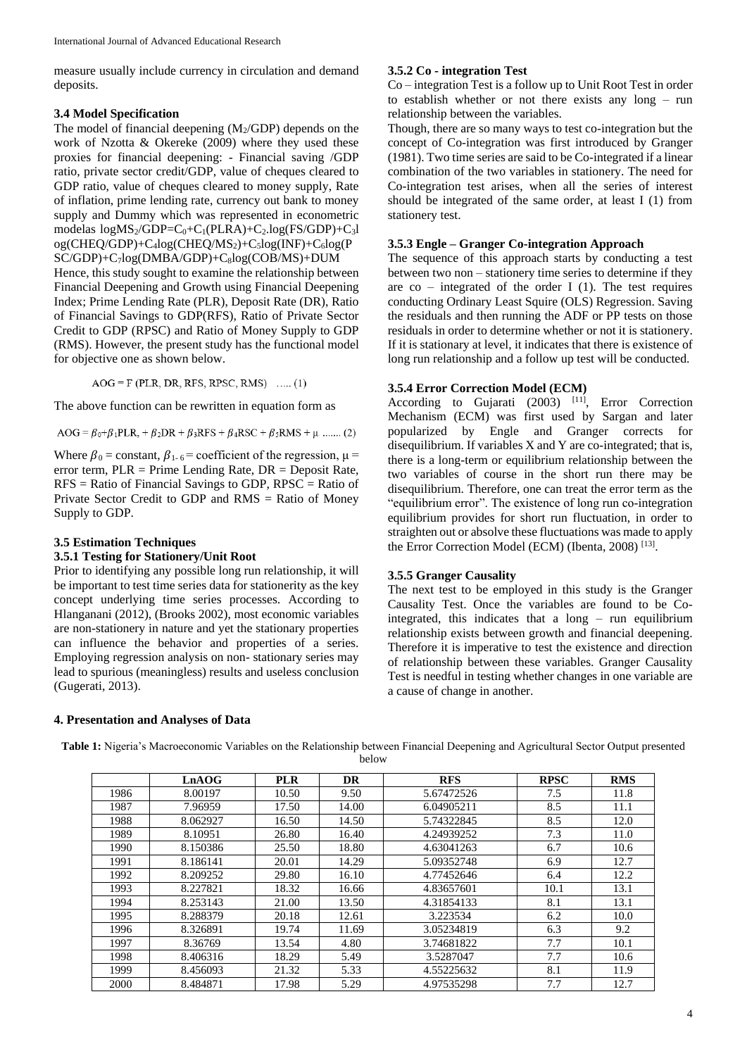measure usually include currency in circulation and demand deposits.

### 3.4 Model Specification

The model of financial deepening ($M_2$/GDP) depends on the work of Nzotta & Okereke (2009) where they used these proxies for financial deepening: - Financial saving /GDP ratio, private sector credit/GDP, value of cheques cleared to GDP ratio, value of cheques cleared to money supply, Rate of inflation, prime lending rate, currency out bank to money supply and Dummy which was represented in econometric modelas $\log MS_2/GDP = C_0 + C_1(PLRA) + C_2.\log(FS/GDP) + C_3\log(CHEQ/GDP) + C_4\log(CHEQ/MS_2) + C_5\log(INF) + C_6\log(PSC/GDP) + C_7\log(DMBA/GDP) + C_8\log(COB/MS) + DUM$

Hence, this study sought to examine the relationship between Financial Deepening and Growth using Financial Deepening Index; Prime Lending Rate (PLR), Deposit Rate (DR), Ratio of Financial Savings to GDP(RFS), Ratio of Private Sector Credit to GDP (RPSC) and Ratio of Money Supply to GDP (RMS). However, the present study has the functional model for objective one as shown below.

$$AOG = F\ (PLR,\ DR,\ RFS,\ RPSC,\ RMS) \quad \ldots..\ (1)$$

The above function can be rewritten in equation form as

$$AOG = \beta_0 + \beta_1 PLR, + \beta_2 DR + \beta_3 RFS + \beta_4 RSC + \beta_5 RMS + \mu \ \ldots\ldots.\ (2)$$

Where $\beta_0$ = constant, $\beta_{1-6}$ = coefficient of the regression, $\mu$ = error term, PLR = Prime Lending Rate, DR = Deposit Rate, RFS = Ratio of Financial Savings to GDP, RPSC = Ratio of Private Sector Credit to GDP and RMS = Ratio of Money Supply to GDP.

### 3.5 Estimation Techniques

#### 3.5.1 Testing for Stationery/Unit Root

Prior to identifying any possible long run relationship, it will be important to test time series data for stationerity as the key concept underlying time series processes. According to Hlanganani (2012), (Brooks 2002), most economic variables are non-stationery in nature and yet the stationary properties can influence the behavior and properties of a series. Employing regression analysis on non- stationary series may lead to spurious (meaningless) results and useless conclusion (Gugerati, 2013).

#### 3.5.2 Co - integration Test

Co – integration Test is a follow up to Unit Root Test in order to establish whether or not there exists any long – run relationship between the variables.

Though, there are so many ways to test co-integration but the concept of Co-integration was first introduced by Granger (1981). Two time series are said to be Co-integrated if a linear combination of the two variables in stationery. The need for Co-integration test arises, when all the series of interest should be integrated of the same order, at least I (1) from stationery test.

#### 3.5.3 Engle – Granger Co-integration Approach

The sequence of this approach starts by conducting a test between two non – stationery time series to determine if they are co – integrated of the order I (1). The test requires conducting Ordinary Least Squire (OLS) Regression. Saving the residuals and then running the ADF or PP tests on those residuals in order to determine whether or not it is stationery. If it is stationary at level, it indicates that there is existence of long run relationship and a follow up test will be conducted.

#### 3.5.4 Error Correction Model (ECM)

According to Gujarati (2003) [11], Error Correction Mechanism (ECM) was first used by Sargan and later popularized by Engle and Granger corrects for disequilibrium. If variables X and Y are co-integrated; that is, there is a long-term or equilibrium relationship between the two variables of course in the short run there may be disequilibrium. Therefore, one can treat the error term as the "equilibrium error". The existence of long run co-integration equilibrium provides for short run fluctuation, in order to straighten out or absolve these fluctuations was made to apply the Error Correction Model (ECM) (Ibenta, 2008) [13].

#### 3.5.5 Granger Causality

The next test to be employed in this study is the Granger Causality Test. Once the variables are found to be Co-integrated, this indicates that a long – run equilibrium relationship exists between growth and financial deepening. Therefore it is imperative to test the existence and direction of relationship between these variables. Granger Causality Test is needful in testing whether changes in one variable are a cause of change in another.

## 4. Presentation and Analyses of Data

**Table 1:** Nigeria's Macroeconomic Variables on the Relationship between Financial Deepening and Agricultural Sector Output presented below

| | LnAOG | PLR | DR | RFS | RPSC | RMS |
|---|---|---|---|---|---|---|
| 1986 | 8.00197 | 10.50 | 9.50 | 5.67472526 | 7.5 | 11.8 |
| 1987 | 7.96959 | 17.50 | 14.00 | 6.04905211 | 8.5 | 11.1 |
| 1988 | 8.062927 | 16.50 | 14.50 | 5.74322845 | 8.5 | 12.0 |
| 1989 | 8.10951 | 26.80 | 16.40 | 4.24939252 | 7.3 | 11.0 |
| 1990 | 8.150386 | 25.50 | 18.80 | 4.63041263 | 6.7 | 10.6 |
| 1991 | 8.186141 | 20.01 | 14.29 | 5.09352748 | 6.9 | 12.7 |
| 1992 | 8.209252 | 29.80 | 16.10 | 4.77452646 | 6.4 | 12.2 |
| 1993 | 8.227821 | 18.32 | 16.66 | 4.83657601 | 10.1 | 13.1 |
| 1994 | 8.253143 | 21.00 | 13.50 | 4.31854133 | 8.1 | 13.1 |
| 1995 | 8.288379 | 20.18 | 12.61 | 3.223534 | 6.2 | 10.0 |
| 1996 | 8.326891 | 19.74 | 11.69 | 3.05234819 | 6.3 | 9.2 |
| 1997 | 8.36769 | 13.54 | 4.80 | 3.74681822 | 7.7 | 10.1 |
| 1998 | 8.406316 | 18.29 | 5.49 | 3.5287047 | 7.7 | 10.6 |
| 1999 | 8.456093 | 21.32 | 5.33 | 4.55225632 | 8.1 | 11.9 |
| 2000 | 8.484871 | 17.98 | 5.29 | 4.97535298 | 7.7 | 12.7 |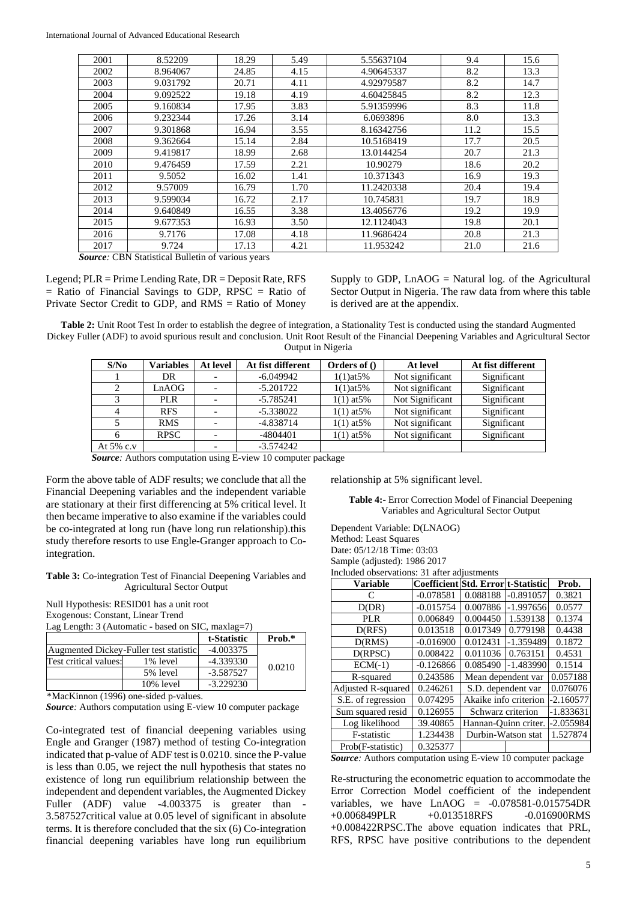| 2001 | 8.52209 | 18.29 | 5.49 | 5.55637104 | 9.4 | 15.6 |
|---|---|---|---|---|---|---|
| 2002 | 8.964067 | 24.85 | 4.15 | 4.90645337 | 8.2 | 13.3 |
| 2003 | 9.031792 | 20.71 | 4.11 | 4.92979587 | 8.2 | 14.7 |
| 2004 | 9.092522 | 19.18 | 4.19 | 4.60425845 | 8.2 | 12.3 |
| 2005 | 9.160834 | 17.95 | 3.83 | 5.91359996 | 8.3 | 11.8 |
| 2006 | 9.232344 | 17.26 | 3.14 | 6.0693896 | 8.0 | 13.3 |
| 2007 | 9.301868 | 16.94 | 3.55 | 8.16342756 | 11.2 | 15.5 |
| 2008 | 9.362664 | 15.14 | 2.84 | 10.5168419 | 17.7 | 20.5 |
| 2009 | 9.419817 | 18.99 | 2.68 | 13.0144254 | 20.7 | 21.3 |
| 2010 | 9.476459 | 17.59 | 2.21 | 10.90279 | 18.6 | 20.2 |
| 2011 | 9.5052 | 16.02 | 1.41 | 10.371343 | 16.9 | 19.3 |
| 2012 | 9.57009 | 16.79 | 1.70 | 11.2420338 | 20.4 | 19.4 |
| 2013 | 9.599034 | 16.72 | 2.17 | 10.745831 | 19.7 | 18.9 |
| 2014 | 9.640849 | 16.55 | 3.38 | 13.4056776 | 19.2 | 19.9 |
| 2015 | 9.677353 | 16.93 | 3.50 | 12.1124043 | 19.8 | 20.1 |
| 2016 | 9.7176 | 17.08 | 4.18 | 11.9686424 | 20.8 | 21.3 |
| 2017 | 9.724 | 17.13 | 4.21 | 11.953242 | 21.0 | 21.6 |

***Source:*** CBN Statistical Bulletin of various years

Legend; PLR = Prime Lending Rate, DR = Deposit Rate, RFS = Ratio of Financial Savings to GDP, RPSC = Ratio of Private Sector Credit to GDP, and RMS = Ratio of Money Supply to GDP, LnAOG = Natural log. of the Agricultural Sector Output in Nigeria. The raw data from where this table is derived are at the appendix.

**Table 2:** Unit Root Test In order to establish the degree of integration, a Stationality Test is conducted using the standard Augmented Dickey Fuller (ADF) to avoid spurious result and conclusion. Unit Root Result of the Financial Deepening Variables and Agricultural Sector Output in Nigeria

| S/No | Variables | At level | At fist different | Orders of () | At level | At fist different |
|---|---|---|---|---|---|---|
| 1 | DR | - | -6.049942 | 1(1)at5% | Not significant | Significant |
| 2 | LnAOG | - | -5.201722 | 1(1)at5% | Not significant | Significant |
| 3 | PLR | - | -5.785241 | 1(1) at5% | Not Significant | Significant |
| 4 | RFS | - | -5.338022 | 1(1) at5% | Not significant | Significant |
| 5 | RMS | - | -4.838714 | 1(1) at5% | Not significant | Significant |
| 6 | RPSC | - | -4804401 | 1(1) at5% | Not significant | Significant |
| At 5% c.v | | - | -3.574242 | | | |

***Source:*** Authors computation using E-view 10 computer package

Form the above table of ADF results; we conclude that all the Financial Deepening variables and the independent variable are stationary at their first differencing at 5% critical level. It then became imperative to also examine if the variables could be co-integrated at long run (have long run relationship).this study therefore resorts to use Engle-Granger approach to Co-integration.

**Table 3:** Co-integration Test of Financial Deepening Variables and Agricultural Sector Output

Null Hypothesis: RESID01 has a unit root
Exogenous: Constant, Linear Trend
Lag Length: 3 (Automatic - based on SIC, maxlag=7)

| | | t-Statistic | Prob.* |
|---|---|---|---|
| Augmented Dickey-Fuller test statistic | | -4.003375 | 0.0210 |
| Test critical values: | 1% level | -4.339330 | |
| | 5% level | -3.587527 | |
| | 10% level | -3.229230 | |

*MacKinnon (1996) one-sided p-values.

***Source:*** Authors computation using E-view 10 computer package

Co-integrated test of financial deepening variables using Engle and Granger (1987) method of testing Co-integration indicated that p-value of ADF test is 0.0210. since the P-value is less than 0.05, we reject the null hypothesis that states no existence of long run equilibrium relationship between the independent and dependent variables, the Augmented Dickey Fuller (ADF) value -4.003375 is greater than -3.587527critical value at 0.05 level of significant in absolute terms. It is therefore concluded that the six (6) Co-integration financial deepening variables have long run equilibrium relationship at 5% significant level.

**Table 4:-** Error Correction Model of Financial Deepening Variables and Agricultural Sector Output

Dependent Variable: D(LNAOG)
Method: Least Squares
Date: 05/12/18 Time: 03:03
Sample (adjusted): 1986 2017
Included observations: 31 after adjustments

| Variable | Coefficient | Std. Error | t-Statistic | Prob. |
|---|---|---|---|---|
| C | -0.078581 | 0.088188 | -0.891057 | 0.3821 |
| D(DR) | -0.015754 | 0.007886 | -1.997656 | 0.0577 |
| PLR | 0.006849 | 0.004450 | 1.539138 | 0.1374 |
| D(RFS) | 0.013518 | 0.017349 | 0.779198 | 0.4438 |
| D(RMS) | -0.016900 | 0.012431 | -1.359489 | 0.1872 |
| D(RPSC) | 0.008422 | 0.011036 | 0.763151 | 0.4531 |
| ECM(-1) | -0.126866 | 0.085490 | -1.483990 | 0.1514 |
| R-squared | 0.243586 | Mean dependent var | | 0.057188 |
| Adjusted R-squared | 0.246261 | S.D. dependent var | | 0.076076 |
| S.E. of regression | 0.074295 | Akaike info criterion | | -2.160577 |
| Sum squared resid | 0.126955 | Schwarz criterion | | -1.833631 |
| Log likelihood | 39.40865 | Hannan-Quinn criter. | | -2.055984 |
| F-statistic | 1.234438 | Durbin-Watson stat | | 1.527874 |
| Prob(F-statistic) | 0.325377 | | | |

***Source:*** Authors computation using E-view 10 computer package

Re-structuring the econometric equation to accommodate the Error Correction Model coefficient of the independent variables, we have LnAOG = -0.078581-0.015754DR +0.006849PLR +0.013518RFS -0.016900RMS +0.008422RPSC.The above equation indicates that PRL, RFS, RPSC have positive contributions to the dependent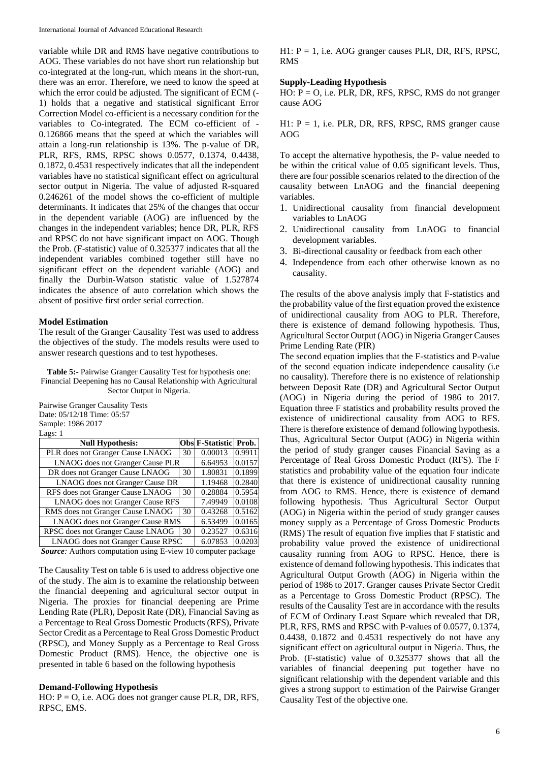variable while DR and RMS have negative contributions to AOG. These variables do not have short run relationship but co-integrated at the long-run, which means in the short-run, there was an error. Therefore, we need to know the speed at which the error could be adjusted. The significant of ECM (-1) holds that a negative and statistical significant Error Correction Model co-efficient is a necessary condition for the variables to Co-integrated. The ECM co-efficient of -0.126866 means that the speed at which the variables will attain a long-run relationship is 13%. The p-value of DR, PLR, RFS, RMS, RPSC shows 0.0577, 0.1374, 0.4438, 0.1872, 0.4531 respectively indicates that all the independent variables have no statistical significant effect on agricultural sector output in Nigeria. The value of adjusted R-squared 0.246261 of the model shows the co-efficient of multiple determinants. It indicates that 25% of the changes that occur in the dependent variable (AOG) are influenced by the changes in the independent variables; hence DR, PLR, RFS and RPSC do not have significant impact on AOG. Though the Prob. (F-statistic) value of 0.325377 indicates that all the independent variables combined together still have no significant effect on the dependent variable (AOG) and finally the Durbin-Watson statistic value of 1.527874 indicates the absence of auto correlation which shows the absent of positive first order serial correction.

**Model Estimation**

The result of the Granger Causality Test was used to address the objectives of the study. The models results were used to answer research questions and to test hypotheses.

**Table 5:-** Pairwise Granger Causality Test for hypothesis one: Financial Deepening has no Causal Relationship with Agricultural Sector Output in Nigeria.

Pairwise Granger Causality Tests
Date: 05/12/18 Time: 05:57
Sample: 1986 2017
Lags: 1

| Null Hypothesis: | Obs | F-Statistic | Prob. |
|---|---|---|---|
| PLR does not Granger Cause LNAOG | 30 | 0.00013 | 0.9911 |
| LNAOG does not Granger Cause PLR | | 6.64953 | 0.0157 |
| DR does not Granger Cause LNAOG | 30 | 1.80831 | 0.1899 |
| LNAOG does not Granger Cause DR | | 1.19468 | 0.2840 |
| RFS does not Granger Cause LNAOG | 30 | 0.28884 | 0.5954 |
| LNAOG does not Granger Cause RFS | | 7.49949 | 0.0108 |
| RMS does not Granger Cause LNAOG | 30 | 0.43268 | 0.5162 |
| LNAOG does not Granger Cause RMS | | 6.53499 | 0.0165 |
| RPSC does not Granger Cause LNAOG | 30 | 0.23527 | 0.6316 |
| LNAOG does not Granger Cause RPSC | | 6.07853 | 0.0203 |

***Source:*** Authors computation using E-view 10 computer package

The Causality Test on table 6 is used to address objective one of the study. The aim is to examine the relationship between the financial deepening and agricultural sector output in Nigeria. The proxies for financial deepening are Prime Lending Rate (PLR), Deposit Rate (DR), Financial Saving as a Percentage to Real Gross Domestic Products (RFS), Private Sector Credit as a Percentage to Real Gross Domestic Product (RPSC), and Money Supply as a Percentage to Real Gross Domestic Product (RMS). Hence, the objective one is presented in table 6 based on the following hypothesis

**Demand-Following Hypothesis**

HO: P = O, i.e. AOG does not granger cause PLR, DR, RFS, RPSC, EMS.

H1: P = 1, i.e. AOG granger causes PLR, DR, RFS, RPSC, RMS

**Supply-Leading Hypothesis**

HO: P = O, i.e. PLR, DR, RFS, RPSC, RMS do not granger cause AOG

H1: P = 1, i.e. PLR, DR, RFS, RPSC, RMS granger cause AOG

To accept the alternative hypothesis, the P- value needed to be within the critical value of 0.05 significant levels. Thus, there are four possible scenarios related to the direction of the causality between LnAOG and the financial deepening variables.

1. Unidirectional causality from financial development variables to LnAOG
2. Unidirectional causality from LnAOG to financial development variables.
3. Bi-directional causality or feedback from each other
4. Independence from each other otherwise known as no causality.

The results of the above analysis imply that F-statistics and the probability value of the first equation proved the existence of unidirectional causality from AOG to PLR. Therefore, there is existence of demand following hypothesis. Thus, Agricultural Sector Output (AOG) in Nigeria Granger Causes Prime Lending Rate (PIR)

The second equation implies that the F-statistics and P-value of the second equation indicate independence causality (i.e no causality). Therefore there is no existence of relationship between Deposit Rate (DR) and Agricultural Sector Output (AOG) in Nigeria during the period of 1986 to 2017. Equation three F statistics and probability results proved the existence of unidirectional causality from AOG to RFS. There is therefore existence of demand following hypothesis. Thus, Agricultural Sector Output (AOG) in Nigeria within the period of study granger causes Financial Saving as a Percentage of Real Gross Domestic Product (RFS). The F statistics and probability value of the equation four indicate that there is existence of unidirectional causality running from AOG to RMS. Hence, there is existence of demand following hypothesis. Thus Agricultural Sector Output (AOG) in Nigeria within the period of study granger causes money supply as a Percentage of Gross Domestic Products (RMS) The result of equation five implies that F statistic and probability value proved the existence of unidirectional causality running from AOG to RPSC. Hence, there is existence of demand following hypothesis. This indicates that Agricultural Output Growth (AOG) in Nigeria within the period of 1986 to 2017. Granger causes Private Sector Credit as a Percentage to Gross Domestic Product (RPSC). The results of the Causality Test are in accordance with the results of ECM of Ordinary Least Square which revealed that DR, PLR, RFS, RMS and RPSC with P-values of 0.0577, 0.1374, 0.4438, 0.1872 and 0.4531 respectively do not have any significant effect on agricultural output in Nigeria. Thus, the Prob. (F-statistic) value of 0.325377 shows that all the variables of financial deepening put together have no significant relationship with the dependent variable and this gives a strong support to estimation of the Pairwise Granger Causality Test of the objective one.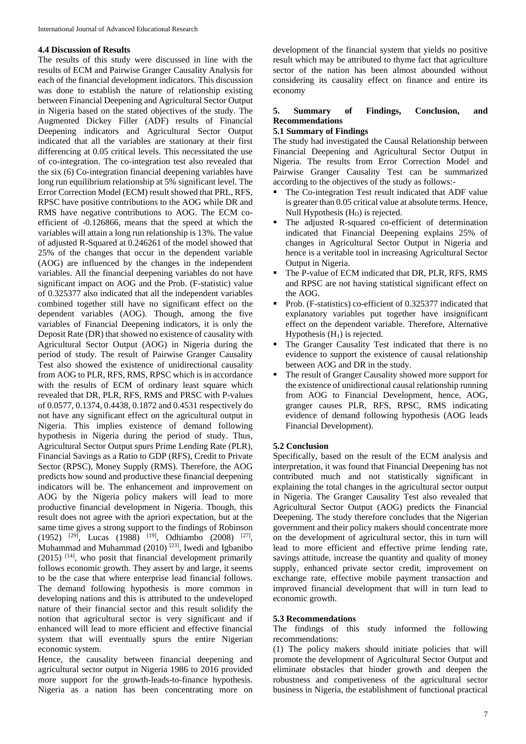### 4.4 Discussion of Results

The results of this study were discussed in line with the results of ECM and Pairwise Granger Causality Analysis for each of the financial development indicators. This discussion was done to establish the nature of relationship existing between Financial Deepening and Agricultural Sector Output in Nigeria based on the stated objectives of the study. The Augmented Dickey Filler (ADF) results of Financial Deepening indicators and Agricultural Sector Output indicated that all the variables are stationary at their first differencing at 0.05 critical levels. This necessitated the use of co-integration. The co-integration test also revealed that the six (6) Co-integration financial deepening variables have long run equilibrium relationship at 5% significant level. The Error Correction Model (ECM) result showed that PRL, RFS, RPSC have positive contributions to the AOG while DR and RMS have negative contributions to AOG. The ECM co-efficient of -0.126866, means that the speed at which the variables will attain a long run relationship is 13%. The value of adjusted R-Squared at 0.246261 of the model showed that 25% of the changes that occur in the dependent variable (AOG) are influenced by the changes in the independent variables. All the financial deepening variables do not have significant impact on AOG and the Prob. (F-statistic) value of 0.325377 also indicated that all the independent variables combined together still have no significant effect on the dependent variables (AOG). Though, among the five variables of Financial Deepening indicators, it is only the Deposit Rate (DR) that showed no existence of causality with Agricultural Sector Output (AOG) in Nigeria during the period of study. The result of Pairwise Granger Causality Test also showed the existence of unidirectional causality from AOG to PLR, RFS, RMS, RPSC which is in accordance with the results of ECM of ordinary least square which revealed that DR, PLR, RFS, RMS and PRSC with P-values of 0.0577, 0.1374, 0.4438, 0.1872 and 0.4531 respectively do not have any significant effect on the agricultural output in Nigeria. This implies existence of demand following hypothesis in Nigeria during the period of study. Thus, Agricultural Sector Output spurs Prime Lending Rate (PLR), Financial Savings as a Ratio to GDP (RFS), Credit to Private Sector (RPSC), Money Supply (RMS). Therefore, the AOG predicts how sound and productive these financial deepening indicators will be. The enhancement and improvement on AOG by the Nigeria policy makers will lead to more productive financial development in Nigeria. Though, this result does not agree with the apriori expectation, but at the same time gives a strong support to the findings of Robinson (1952) [29], Lucas (1988) [19], Odhiambo (2008) [27], Muhammad and Muhammad (2010) [23], Iwedi and Igbanibo (2015) [14], who posit that financial development primarily follows economic growth. They assert by and large, it seems to be the case that where enterprise lead financial follows. The demand following hypothesis is more common in developing nations and this is attributed to the undeveloped nature of their financial sector and this result solidify the notion that agricultural sector is very significant and if enhanced will lead to more efficient and effective financial system that will eventually spurs the entire Nigerian economic system.

Hence, the causality between financial deepening and agricultural sector output in Nigeria 1986 to 2016 provided more support for the growth-leads-to-finance hypothesis. Nigeria as a nation has been concentrating more on development of the financial system that yields no positive result which may be attributed to thyme fact that agriculture sector of the nation has been almost abounded without considering its causality effect on finance and entire its economy

## 5. Summary of Findings, Conclusion, and Recommendations

### 5.1 Summary of Findings

The study had investigated the Causal Relationship between Financial Deepening and Agricultural Sector Output in Nigeria. The results from Error Correction Model and Pairwise Granger Causality Test can be summarized according to the objectives of the study as follows:-

- The Co-integration Test result indicated that ADF value is greater than 0.05 critical value at absolute terms. Hence, Null Hypothesis ($H_O$) is rejected.
- The adjusted R-squared co-efficient of determination indicated that Financial Deepening explains 25% of changes in Agricultural Sector Output in Nigeria and hence is a veritable tool in increasing Agricultural Sector Output in Nigeria.
- The P-value of ECM indicated that DR, PLR, RFS, RMS and RPSC are not having statistical significant effect on the AOG.
- Prob. (F-statistics) co-efficient of 0.325377 indicated that explanatory variables put together have insignificant effect on the dependent variable. Therefore, Alternative Hypothesis ($H_1$) is rejected.
- The Granger Causality Test indicated that there is no evidence to support the existence of causal relationship between AOG and DR in the study.
- The result of Granger Causality showed more support for the existence of unidirectional causal relationship running from AOG to Financial Development, hence, AOG, granger causes PLR, RFS, RPSC, RMS indicating evidence of demand following hypothesis (AOG leads Financial Development).

### 5.2 Conclusion

Specifically, based on the result of the ECM analysis and interpretation, it was found that Financial Deepening has not contributed much and not statistically significant in explaining the total changes in the agricultural sector output in Nigeria. The Granger Causality Test also revealed that Agricultural Sector Output (AOG) predicts the Financial Deepening. The study therefore concludes that the Nigerian government and their policy makers should concentrate more on the development of agricultural sector, this in turn will lead to more efficient and effective prime lending rate, savings attitude, increase the quantity and quality of money supply, enhanced private sector credit, improvement on exchange rate, effective mobile payment transaction and improved financial development that will in turn lead to economic growth.

### 5.3 Recommendations

The findings of this study informed the following recommendations:

(1) The policy makers should initiate policies that will promote the development of Agricultural Sector Output and eliminate obstacles that hinder growth and deepen the robustness and competiveness of the agricultural sector business in Nigeria, the establishment of functional practical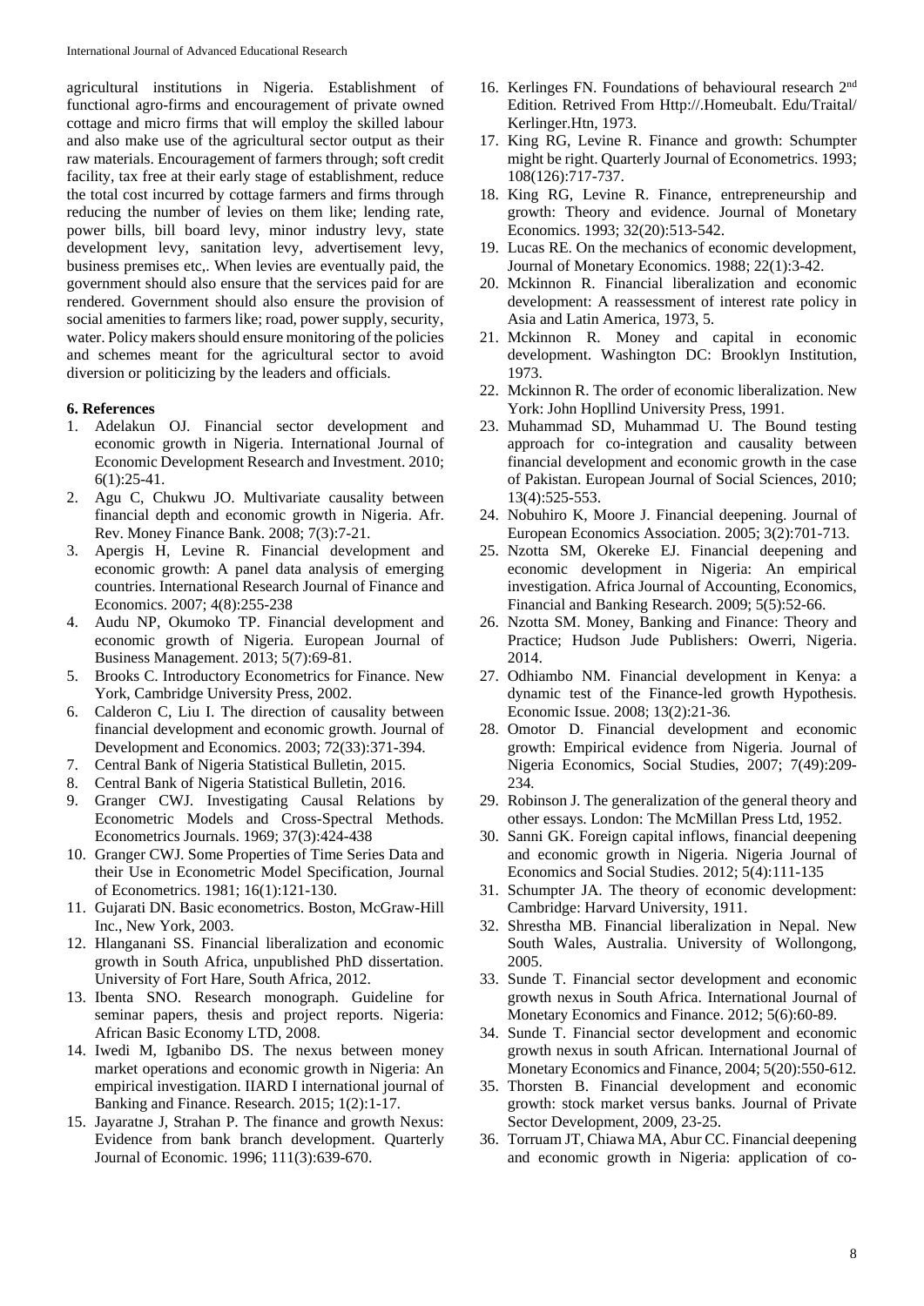agricultural institutions in Nigeria. Establishment of functional agro-firms and encouragement of private owned cottage and micro firms that will employ the skilled labour and also make use of the agricultural sector output as their raw materials. Encouragement of farmers through; soft credit facility, tax free at their early stage of establishment, reduce the total cost incurred by cottage farmers and firms through reducing the number of levies on them like; lending rate, power bills, bill board levy, minor industry levy, state development levy, sanitation levy, advertisement levy, business premises etc,. When levies are eventually paid, the government should also ensure that the services paid for are rendered. Government should also ensure the provision of social amenities to farmers like; road, power supply, security, water. Policy makers should ensure monitoring of the policies and schemes meant for the agricultural sector to avoid diversion or politicizing by the leaders and officials.

## 6. References

1. Adelakun OJ. Financial sector development and economic growth in Nigeria. International Journal of Economic Development Research and Investment. 2010; 6(1):25-41.
2. Agu C, Chukwu JO. Multivariate causality between financial depth and economic growth in Nigeria. Afr. Rev. Money Finance Bank. 2008; 7(3):7-21.
3. Apergis H, Levine R. Financial development and economic growth: A panel data analysis of emerging countries. International Research Journal of Finance and Economics. 2007; 4(8):255-238
4. Audu NP, Okumoko TP. Financial development and economic growth of Nigeria. European Journal of Business Management. 2013; 5(7):69-81.
5. Brooks C. Introductory Econometrics for Finance. New York, Cambridge University Press, 2002.
6. Calderon C, Liu I. The direction of causality between financial development and economic growth. Journal of Development and Economics. 2003; 72(33):371-394.
7. Central Bank of Nigeria Statistical Bulletin, 2015.
8. Central Bank of Nigeria Statistical Bulletin, 2016.
9. Granger CWJ. Investigating Causal Relations by Econometric Models and Cross-Spectral Methods. Econometrics Journals. 1969; 37(3):424-438
10. Granger CWJ. Some Properties of Time Series Data and their Use in Econometric Model Specification, Journal of Econometrics. 1981; 16(1):121-130.
11. Gujarati DN. Basic econometrics. Boston, McGraw-Hill Inc., New York, 2003.
12. Hlanganani SS. Financial liberalization and economic growth in South Africa, unpublished PhD dissertation. University of Fort Hare, South Africa, 2012.
13. Ibenta SNO. Research monograph. Guideline for seminar papers, thesis and project reports. Nigeria: African Basic Economy LTD, 2008.
14. Iwedi M, Igbanibo DS. The nexus between money market operations and economic growth in Nigeria: An empirical investigation. IIARD I international journal of Banking and Finance. Research. 2015; 1(2):1-17.
15. Jayaratne J, Strahan P. The finance and growth Nexus: Evidence from bank branch development. Quarterly Journal of Economic. 1996; 111(3):639-670.
16. Kerlinges FN. Foundations of behavioural research 2nd Edition. Retrived From Http://.Homeubalt. Edu/Traital/ Kerlinger.Htn, 1973.
17. King RG, Levine R. Finance and growth: Schumpter might be right. Quarterly Journal of Econometrics. 1993; 108(126):717-737.
18. King RG, Levine R. Finance, entrepreneurship and growth: Theory and evidence. Journal of Monetary Economics. 1993; 32(20):513-542.
19. Lucas RE. On the mechanics of economic development, Journal of Monetary Economics. 1988; 22(1):3-42.
20. Mckinnon R. Financial liberalization and economic development: A reassessment of interest rate policy in Asia and Latin America, 1973, 5.
21. Mckinnon R. Money and capital in economic development. Washington DC: Brooklyn Institution, 1973.
22. Mckinnon R. The order of economic liberalization. New York: John Hopllind University Press, 1991.
23. Muhammad SD, Muhammad U. The Bound testing approach for co-integration and causality between financial development and economic growth in the case of Pakistan. European Journal of Social Sciences, 2010; 13(4):525-553.
24. Nobuhiro K, Moore J. Financial deepening. Journal of European Economics Association. 2005; 3(2):701-713.
25. Nzotta SM, Okereke EJ. Financial deepening and economic development in Nigeria: An empirical investigation. Africa Journal of Accounting, Economics, Financial and Banking Research. 2009; 5(5):52-66.
26. Nzotta SM. Money, Banking and Finance: Theory and Practice; Hudson Jude Publishers: Owerri, Nigeria. 2014.
27. Odhiambo NM. Financial development in Kenya: a dynamic test of the Finance-led growth Hypothesis. Economic Issue. 2008; 13(2):21-36.
28. Omotor D. Financial development and economic growth: Empirical evidence from Nigeria. Journal of Nigeria Economics, Social Studies, 2007; 7(49):209-234.
29. Robinson J. The generalization of the general theory and other essays. London: The McMillan Press Ltd, 1952.
30. Sanni GK. Foreign capital inflows, financial deepening and economic growth in Nigeria. Nigeria Journal of Economics and Social Studies. 2012; 5(4):111-135
31. Schumpter JA. The theory of economic development: Cambridge: Harvard University, 1911.
32. Shrestha MB. Financial liberalization in Nepal. New South Wales, Australia. University of Wollongong, 2005.
33. Sunde T. Financial sector development and economic growth nexus in South Africa. International Journal of Monetary Economics and Finance. 2012; 5(6):60-89.
34. Sunde T. Financial sector development and economic growth nexus in south African. International Journal of Monetary Economics and Finance, 2004; 5(20):550-612.
35. Thorsten B. Financial development and economic growth: stock market versus banks. Journal of Private Sector Development, 2009, 23-25.
36. Torruam JT, Chiawa MA, Abur CC. Financial deepening and economic growth in Nigeria: application of co-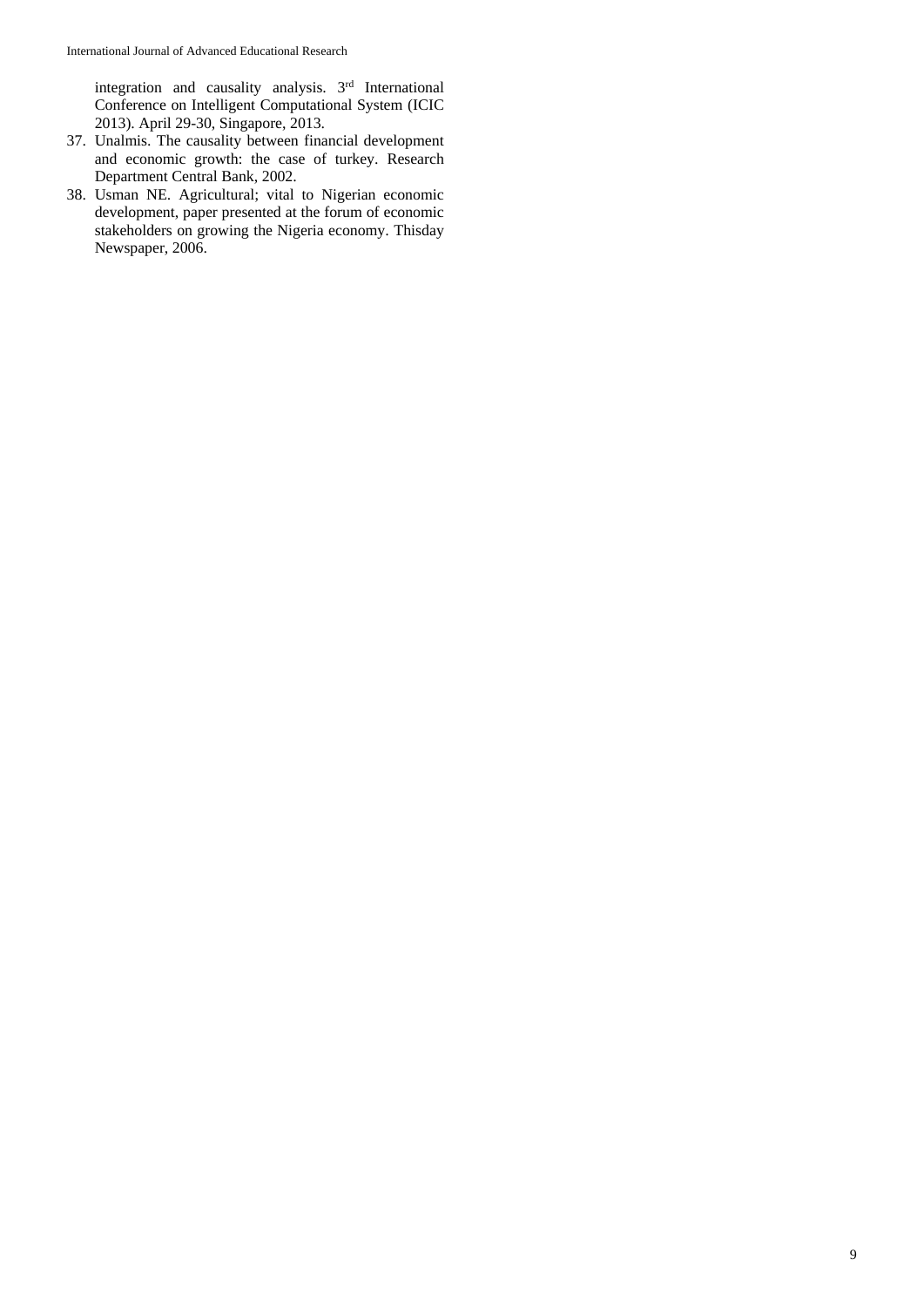integration and causality analysis. 3rd International Conference on Intelligent Computational System (ICIC 2013). April 29-30, Singapore, 2013.

37. Unalmis. The causality between financial development and economic growth: the case of turkey. Research Department Central Bank, 2002.
38. Usman NE. Agricultural; vital to Nigerian economic development, paper presented at the forum of economic stakeholders on growing the Nigeria economy. Thisday Newspaper, 2006.